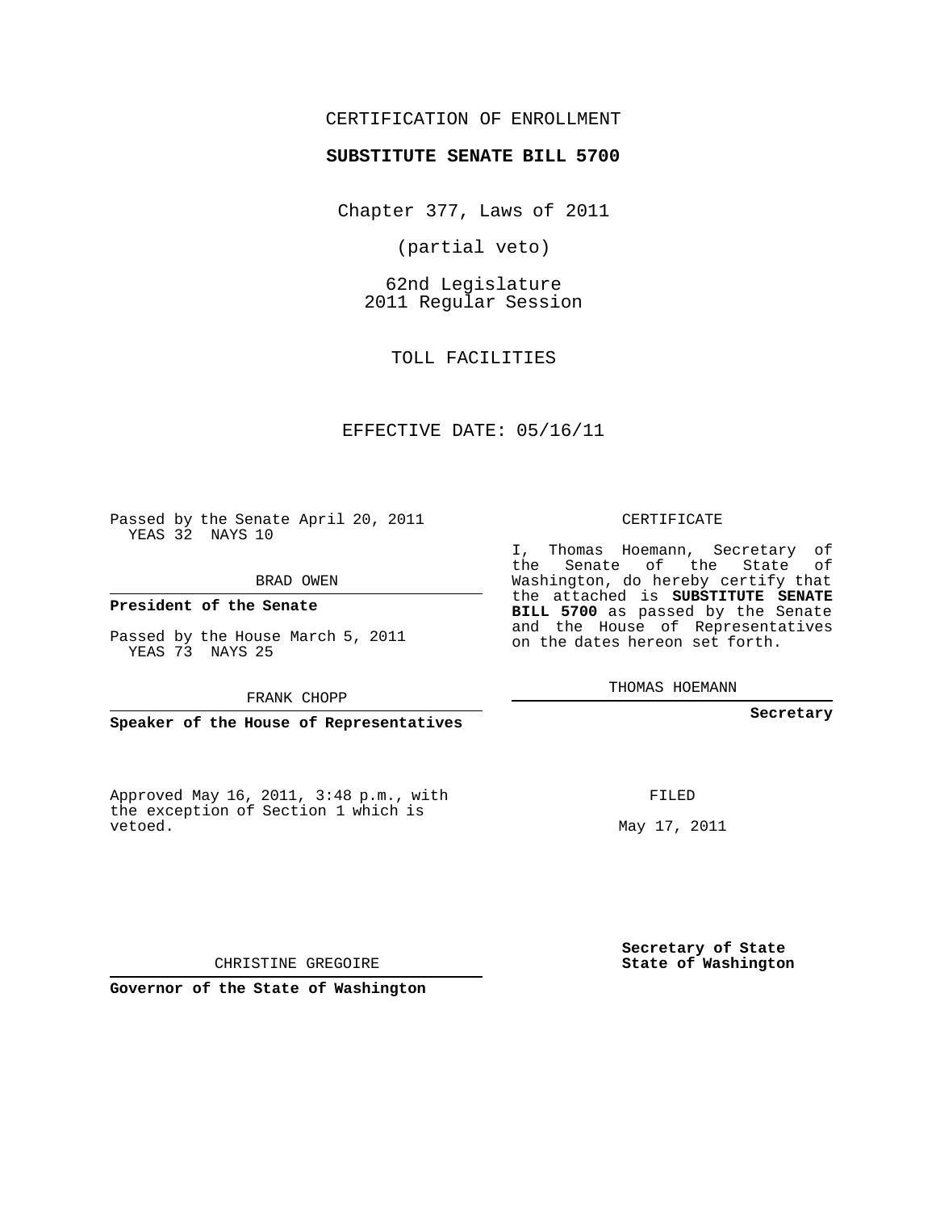CERTIFICATION OF ENROLLMENT

**SUBSTITUTE SENATE BILL 5700**

Chapter 377, Laws of 2011

(partial veto)

62nd Legislature
2011 Regular Session

TOLL FACILITIES

EFFECTIVE DATE: 05/16/11

Passed by the Senate April 20, 2011
YEAS 32 NAYS 10

BRAD OWEN

**President of the Senate**

Passed by the House March 5, 2011
YEAS 73 NAYS 25

FRANK CHOPP

**Speaker of the House of Representatives**

CERTIFICATE

I, Thomas Hoemann, Secretary of the Senate of the State of Washington, do hereby certify that the attached is **SUBSTITUTE SENATE BILL 5700** as passed by the Senate and the House of Representatives on the dates hereon set forth.

THOMAS HOEMANN

**Secretary**

Approved May 16, 2011, 3:48 p.m., with the exception of Section 1 which is vetoed.

FILED

May 17, 2011

CHRISTINE GREGOIRE

**Governor of the State of Washington**

**Secretary of State**
**State of Washington**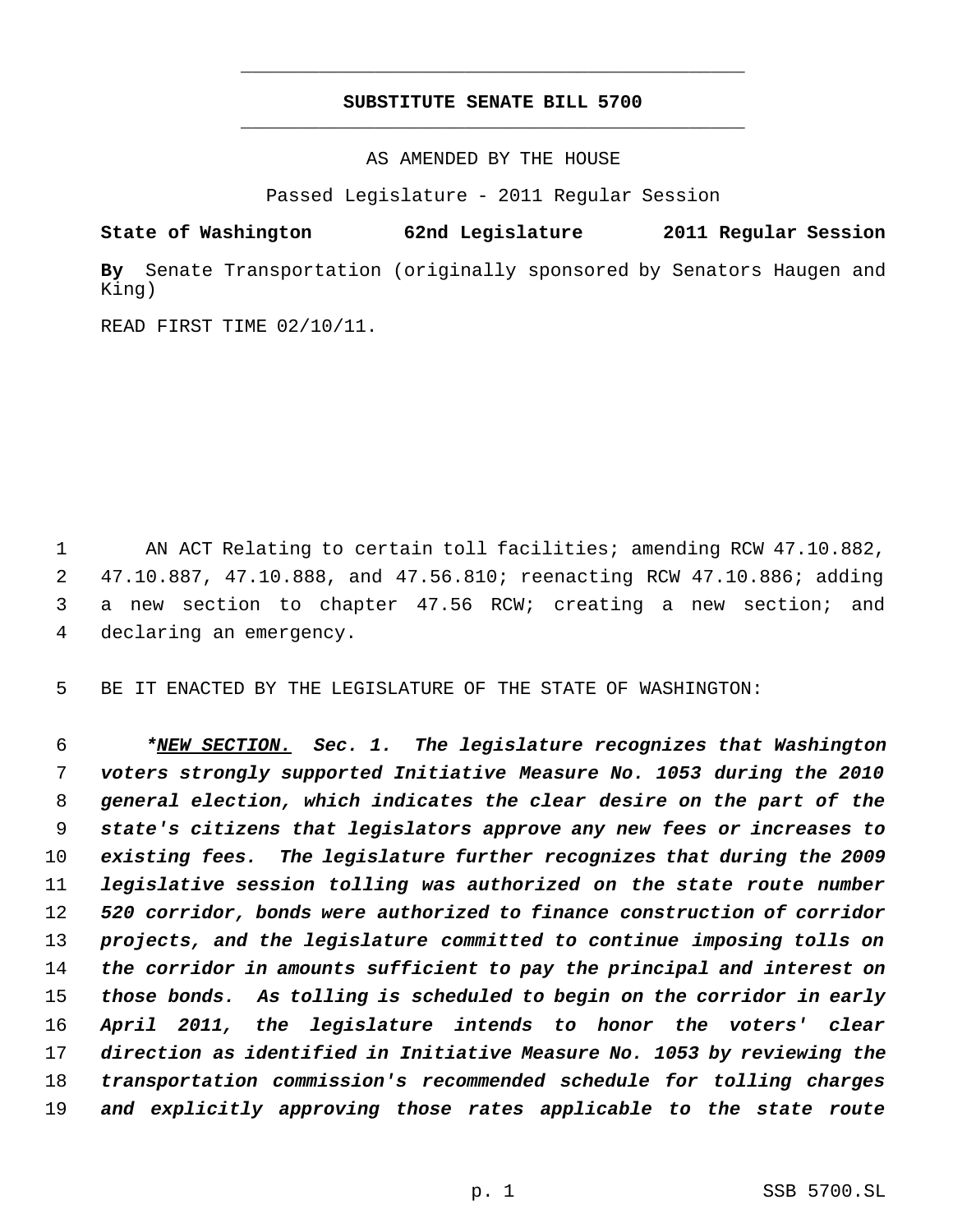**SUBSTITUTE SENATE BILL 5700**

AS AMENDED BY THE HOUSE

Passed Legislature - 2011 Regular Session

**State of Washington 62nd Legislature 2011 Regular Session**

**By** Senate Transportation (originally sponsored by Senators Haugen and King)

READ FIRST TIME 02/10/11.

AN ACT Relating to certain toll facilities; amending RCW 47.10.882, 47.10.887, 47.10.888, and 47.56.810; reenacting RCW 47.10.886; adding a new section to chapter 47.56 RCW; creating a new section; and declaring an emergency.

BE IT ENACTED BY THE LEGISLATURE OF THE STATE OF WASHINGTON:

***<u>NEW SECTION.</u> Sec. 1. The legislature recognizes that Washington voters strongly supported Initiative Measure No. 1053 during the 2010 general election, which indicates the clear desire on the part of the state's citizens that legislators approve any new fees or increases to existing fees. The legislature further recognizes that during the 2009 legislative session tolling was authorized on the state route number 520 corridor, bonds were authorized to finance construction of corridor projects, and the legislature committed to continue imposing tolls on the corridor in amounts sufficient to pay the principal and interest on those bonds. As tolling is scheduled to begin on the corridor in early April 2011, the legislature intends to honor the voters' clear direction as identified in Initiative Measure No. 1053 by reviewing the transportation commission's recommended schedule for tolling charges and explicitly approving those rates applicable to the state route***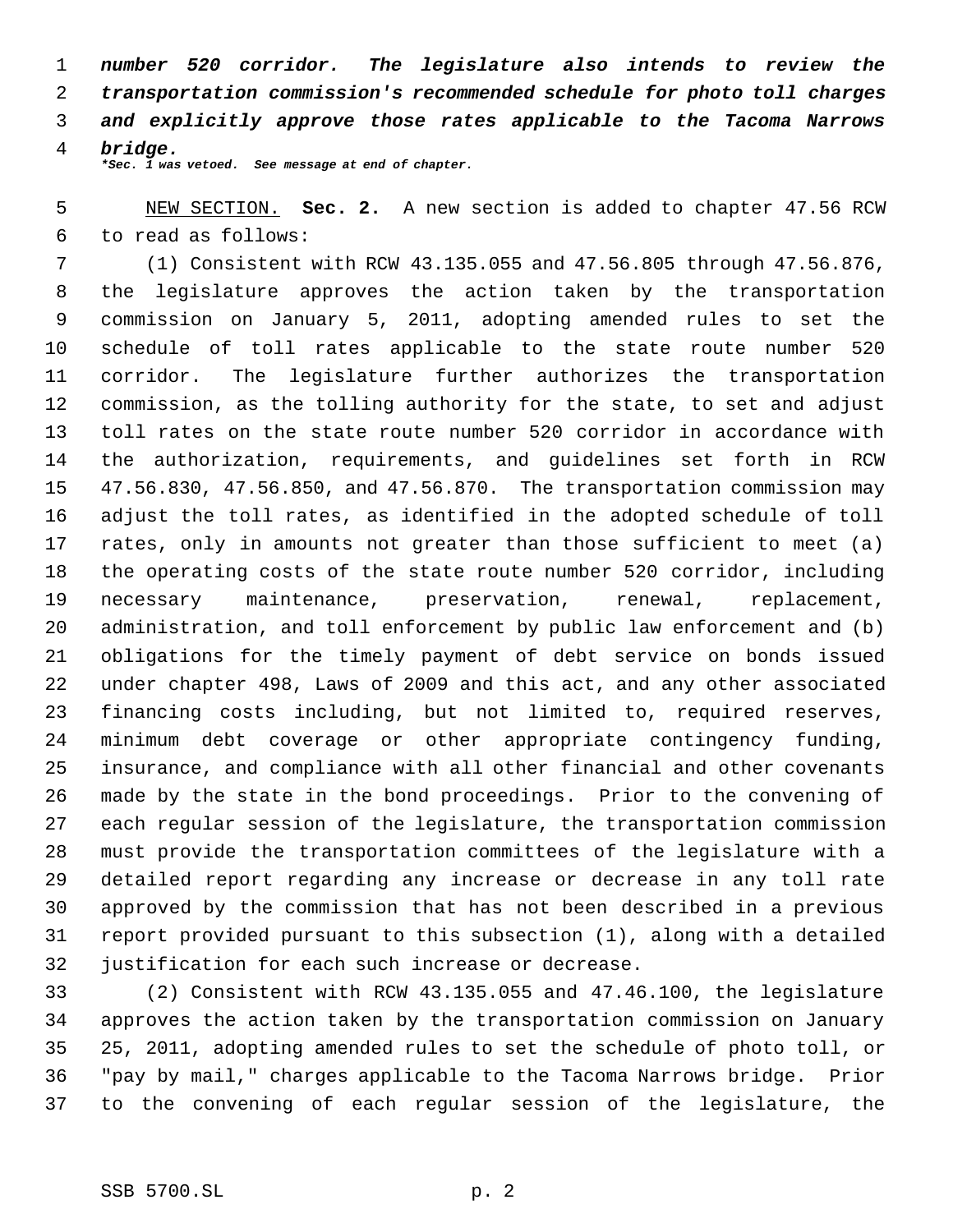***number 520 corridor. The legislature also intends to review the transportation commission's recommended schedule for photo toll charges and explicitly approve those rates applicable to the Tacoma Narrows bridge.***

****Sec. 1 was vetoed. See message at end of chapter.***

NEW SECTION. **Sec. 2.** A new section is added to chapter 47.56 RCW to read as follows:

(1) Consistent with RCW 43.135.055 and 47.56.805 through 47.56.876, the legislature approves the action taken by the transportation commission on January 5, 2011, adopting amended rules to set the schedule of toll rates applicable to the state route number 520 corridor. The legislature further authorizes the transportation commission, as the tolling authority for the state, to set and adjust toll rates on the state route number 520 corridor in accordance with the authorization, requirements, and guidelines set forth in RCW 47.56.830, 47.56.850, and 47.56.870. The transportation commission may adjust the toll rates, as identified in the adopted schedule of toll rates, only in amounts not greater than those sufficient to meet (a) the operating costs of the state route number 520 corridor, including necessary maintenance, preservation, renewal, replacement, administration, and toll enforcement by public law enforcement and (b) obligations for the timely payment of debt service on bonds issued under chapter 498, Laws of 2009 and this act, and any other associated financing costs including, but not limited to, required reserves, minimum debt coverage or other appropriate contingency funding, insurance, and compliance with all other financial and other covenants made by the state in the bond proceedings. Prior to the convening of each regular session of the legislature, the transportation commission must provide the transportation committees of the legislature with a detailed report regarding any increase or decrease in any toll rate approved by the commission that has not been described in a previous report provided pursuant to this subsection (1), along with a detailed justification for each such increase or decrease.

(2) Consistent with RCW 43.135.055 and 47.46.100, the legislature approves the action taken by the transportation commission on January 25, 2011, adopting amended rules to set the schedule of photo toll, or "pay by mail," charges applicable to the Tacoma Narrows bridge. Prior to the convening of each regular session of the legislature, the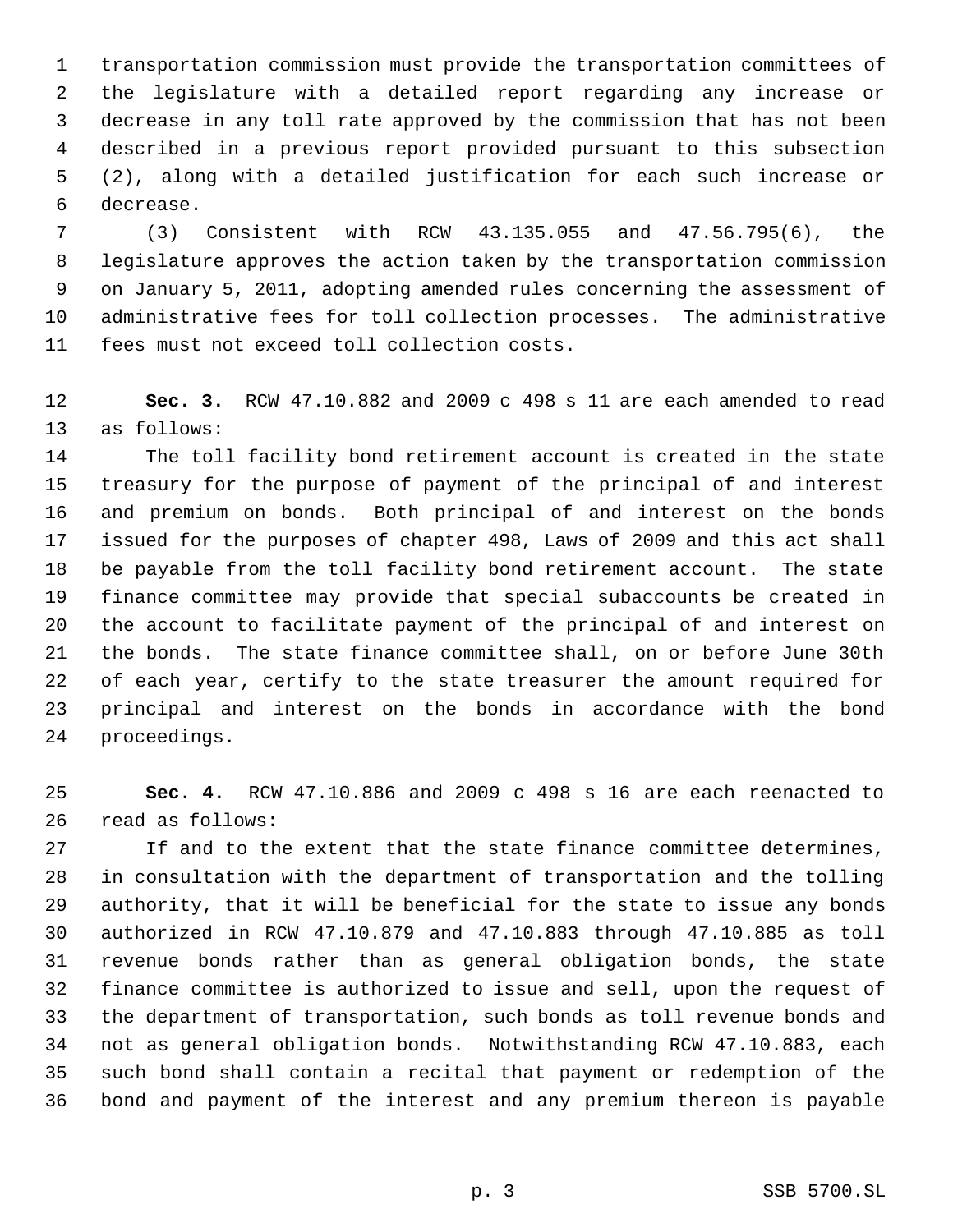transportation commission must provide the transportation committees of the legislature with a detailed report regarding any increase or decrease in any toll rate approved by the commission that has not been described in a previous report provided pursuant to this subsection (2), along with a detailed justification for each such increase or decrease.

(3) Consistent with RCW 43.135.055 and 47.56.795(6), the legislature approves the action taken by the transportation commission on January 5, 2011, adopting amended rules concerning the assessment of administrative fees for toll collection processes. The administrative fees must not exceed toll collection costs.

**Sec. 3.** RCW 47.10.882 and 2009 c 498 s 11 are each amended to read as follows:

The toll facility bond retirement account is created in the state treasury for the purpose of payment of the principal of and interest and premium on bonds. Both principal of and interest on the bonds issued for the purposes of chapter 498, Laws of 2009 <u>and this act</u> shall be payable from the toll facility bond retirement account. The state finance committee may provide that special subaccounts be created in the account to facilitate payment of the principal of and interest on the bonds. The state finance committee shall, on or before June 30th of each year, certify to the state treasurer the amount required for principal and interest on the bonds in accordance with the bond proceedings.

**Sec. 4.** RCW 47.10.886 and 2009 c 498 s 16 are each reenacted to read as follows:

If and to the extent that the state finance committee determines, in consultation with the department of transportation and the tolling authority, that it will be beneficial for the state to issue any bonds authorized in RCW 47.10.879 and 47.10.883 through 47.10.885 as toll revenue bonds rather than as general obligation bonds, the state finance committee is authorized to issue and sell, upon the request of the department of transportation, such bonds as toll revenue bonds and not as general obligation bonds. Notwithstanding RCW 47.10.883, each such bond shall contain a recital that payment or redemption of the bond and payment of the interest and any premium thereon is payable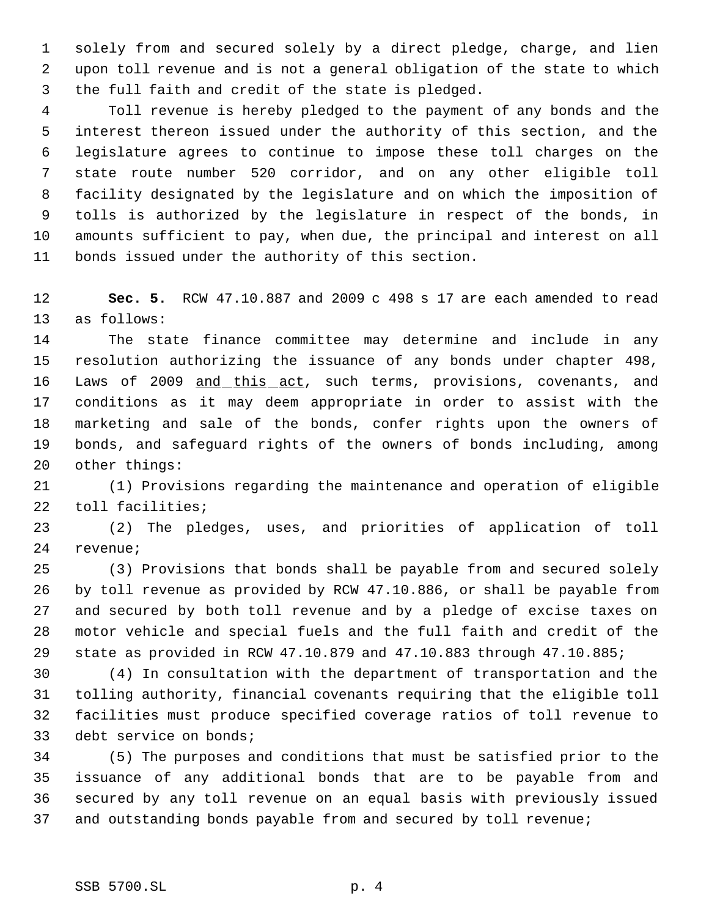solely from and secured solely by a direct pledge, charge, and lien upon toll revenue and is not a general obligation of the state to which the full faith and credit of the state is pledged.

Toll revenue is hereby pledged to the payment of any bonds and the interest thereon issued under the authority of this section, and the legislature agrees to continue to impose these toll charges on the state route number 520 corridor, and on any other eligible toll facility designated by the legislature and on which the imposition of tolls is authorized by the legislature in respect of the bonds, in amounts sufficient to pay, when due, the principal and interest on all bonds issued under the authority of this section.

**Sec. 5.** RCW 47.10.887 and 2009 c 498 s 17 are each amended to read as follows:

The state finance committee may determine and include in any resolution authorizing the issuance of any bonds under chapter 498, Laws of 2009 <u>and this act</u>, such terms, provisions, covenants, and conditions as it may deem appropriate in order to assist with the marketing and sale of the bonds, confer rights upon the owners of bonds, and safeguard rights of the owners of bonds including, among other things:

(1) Provisions regarding the maintenance and operation of eligible toll facilities;

(2) The pledges, uses, and priorities of application of toll revenue;

(3) Provisions that bonds shall be payable from and secured solely by toll revenue as provided by RCW 47.10.886, or shall be payable from and secured by both toll revenue and by a pledge of excise taxes on motor vehicle and special fuels and the full faith and credit of the state as provided in RCW 47.10.879 and 47.10.883 through 47.10.885;

(4) In consultation with the department of transportation and the tolling authority, financial covenants requiring that the eligible toll facilities must produce specified coverage ratios of toll revenue to debt service on bonds;

(5) The purposes and conditions that must be satisfied prior to the issuance of any additional bonds that are to be payable from and secured by any toll revenue on an equal basis with previously issued and outstanding bonds payable from and secured by toll revenue;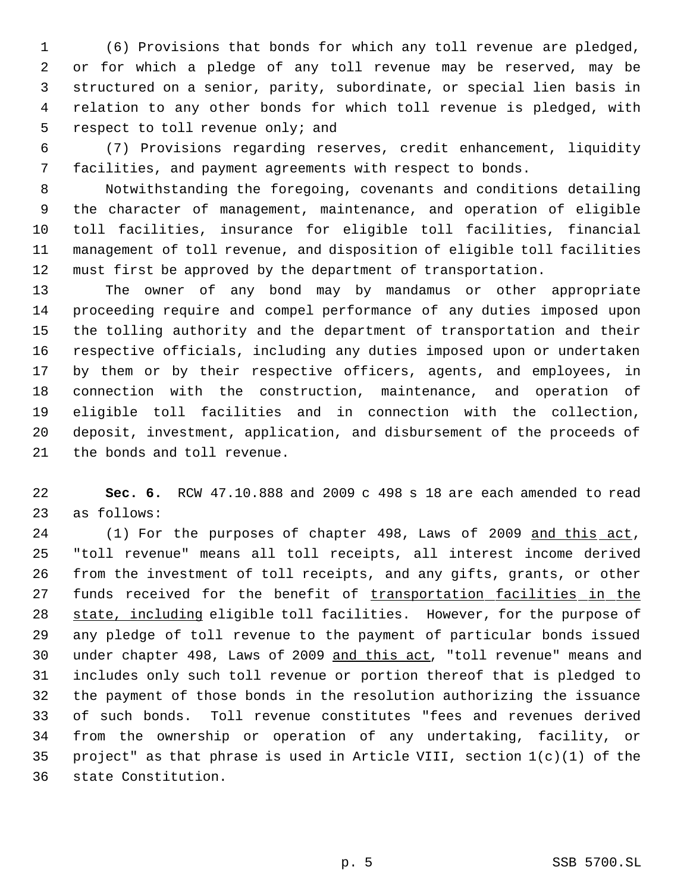(6) Provisions that bonds for which any toll revenue are pledged, or for which a pledge of any toll revenue may be reserved, may be structured on a senior, parity, subordinate, or special lien basis in relation to any other bonds for which toll revenue is pledged, with respect to toll revenue only; and

(7) Provisions regarding reserves, credit enhancement, liquidity facilities, and payment agreements with respect to bonds.

Notwithstanding the foregoing, covenants and conditions detailing the character of management, maintenance, and operation of eligible toll facilities, insurance for eligible toll facilities, financial management of toll revenue, and disposition of eligible toll facilities must first be approved by the department of transportation.

The owner of any bond may by mandamus or other appropriate proceeding require and compel performance of any duties imposed upon the tolling authority and the department of transportation and their respective officials, including any duties imposed upon or undertaken by them or by their respective officers, agents, and employees, in connection with the construction, maintenance, and operation of eligible toll facilities and in connection with the collection, deposit, investment, application, and disbursement of the proceeds of the bonds and toll revenue.

**Sec. 6.** RCW 47.10.888 and 2009 c 498 s 18 are each amended to read as follows:

(1) For the purposes of chapter 498, Laws of 2009 <u>and this act</u>, "toll revenue" means all toll receipts, all interest income derived from the investment of toll receipts, and any gifts, grants, or other funds received for the benefit of <u>transportation facilities in the state, including</u> eligible toll facilities. However, for the purpose of any pledge of toll revenue to the payment of particular bonds issued under chapter 498, Laws of 2009 <u>and this act</u>, "toll revenue" means and includes only such toll revenue or portion thereof that is pledged to the payment of those bonds in the resolution authorizing the issuance of such bonds. Toll revenue constitutes "fees and revenues derived from the ownership or operation of any undertaking, facility, or project" as that phrase is used in Article VIII, section 1(c)(1) of the state Constitution.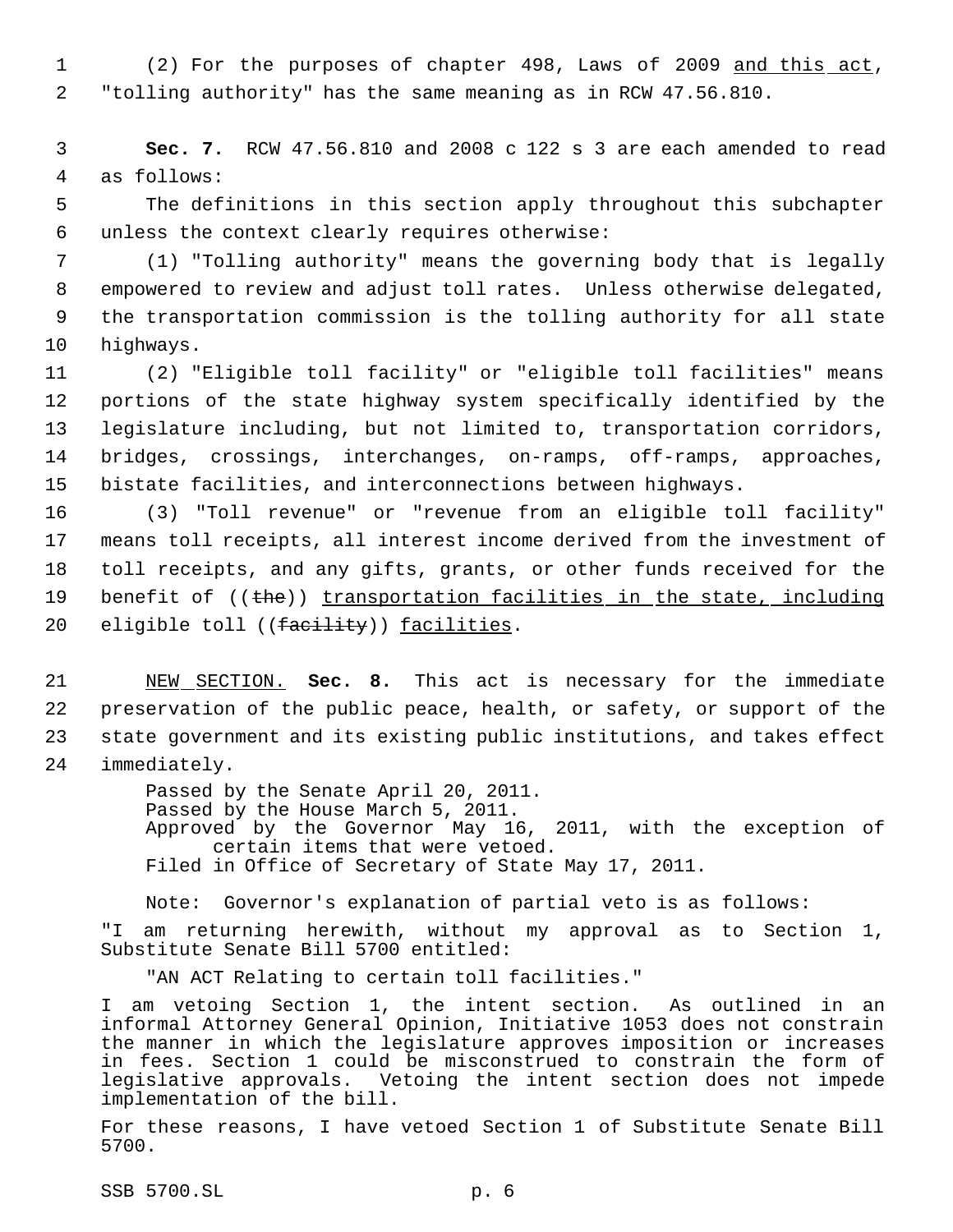(2) For the purposes of chapter 498, Laws of 2009 <u>and this act</u>, "tolling authority" has the same meaning as in RCW 47.56.810.

**Sec. 7.** RCW 47.56.810 and 2008 c 122 s 3 are each amended to read as follows:

The definitions in this section apply throughout this subchapter unless the context clearly requires otherwise:

(1) "Tolling authority" means the governing body that is legally empowered to review and adjust toll rates. Unless otherwise delegated, the transportation commission is the tolling authority for all state highways.

(2) "Eligible toll facility" or "eligible toll facilities" means portions of the state highway system specifically identified by the legislature including, but not limited to, transportation corridors, bridges, crossings, interchanges, on-ramps, off-ramps, approaches, bistate facilities, and interconnections between highways.

(3) "Toll revenue" or "revenue from an eligible toll facility" means toll receipts, all interest income derived from the investment of toll receipts, and any gifts, grants, or other funds received for the benefit of ((~~the~~)) <u>transportation facilities in the state, including</u> eligible toll ((~~facility~~)) <u>facilities</u>.

<u>NEW SECTION.</u> **Sec. 8.** This act is necessary for the immediate preservation of the public peace, health, or safety, or support of the state government and its existing public institutions, and takes effect immediately.

Passed by the Senate April 20, 2011.
Passed by the House March 5, 2011.
Approved by the Governor May 16, 2011, with the exception of certain items that were vetoed.
Filed in Office of Secretary of State May 17, 2011.

Note: Governor's explanation of partial veto is as follows:

"I am returning herewith, without my approval as to Section 1, Substitute Senate Bill 5700 entitled:

"AN ACT Relating to certain toll facilities."

I am vetoing Section 1, the intent section. As outlined in an informal Attorney General Opinion, Initiative 1053 does not constrain the manner in which the legislature approves imposition or increases in fees. Section 1 could be misconstrued to constrain the form of legislative approvals. Vetoing the intent section does not impede implementation of the bill.

For these reasons, I have vetoed Section 1 of Substitute Senate Bill 5700.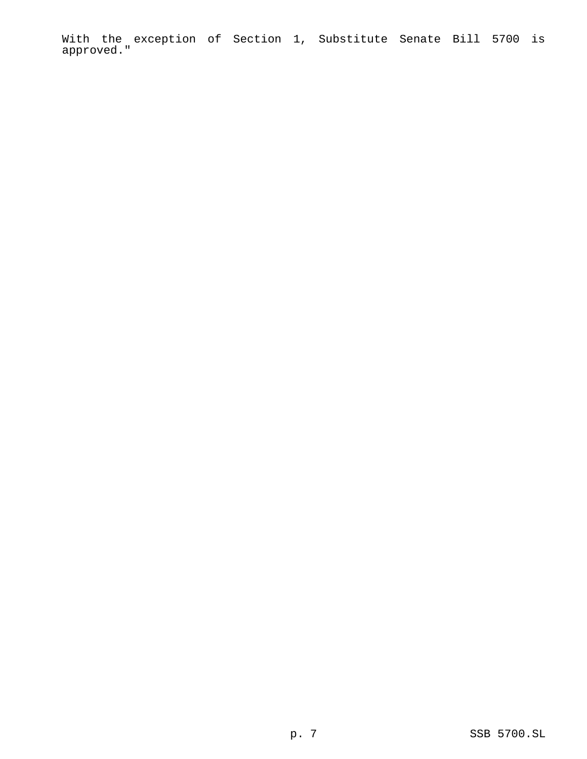With the exception of Section 1, Substitute Senate Bill 5700 is approved."